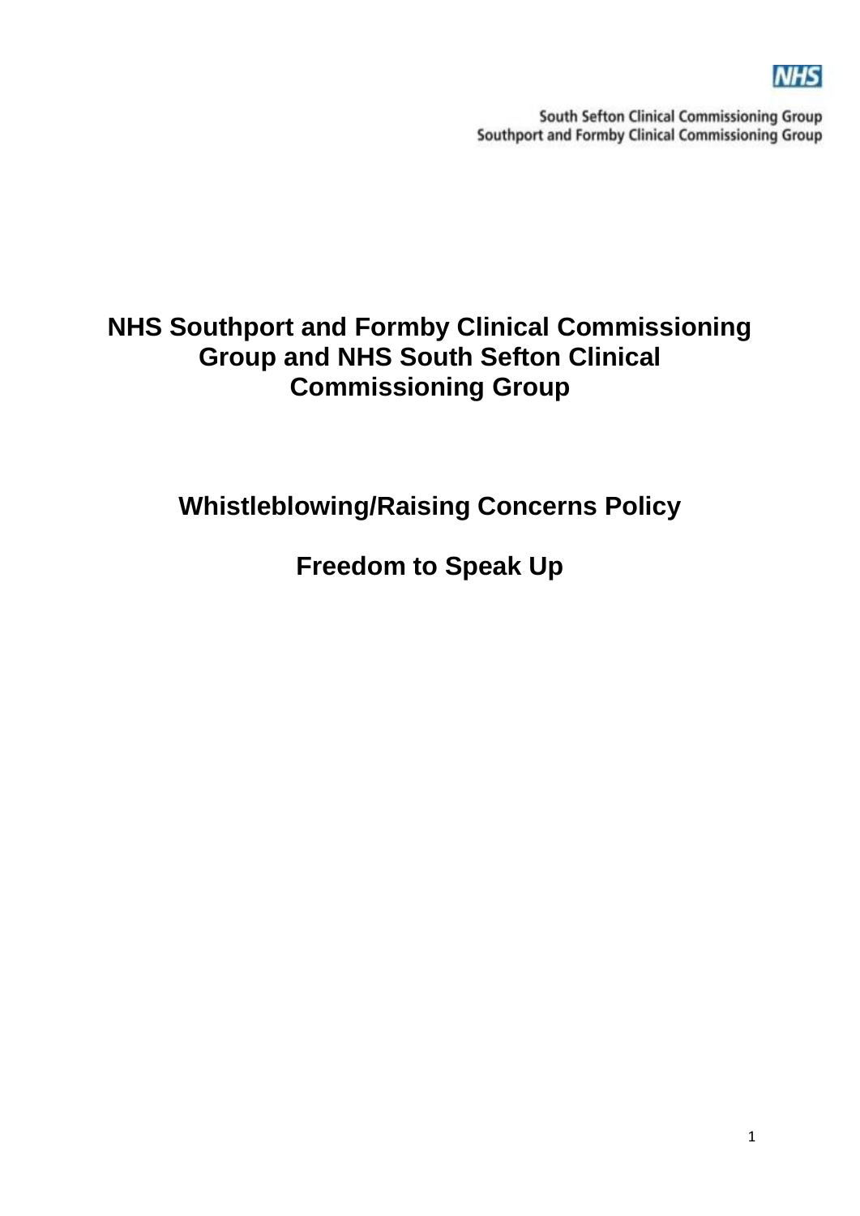NHS

South Sefton Clinical Commissioning Group
Southport and Formby Clinical Commissioning Group

# NHS Southport and Formby Clinical Commissioning Group and NHS South Sefton Clinical Commissioning Group

## Whistleblowing/Raising Concerns Policy

## Freedom to Speak Up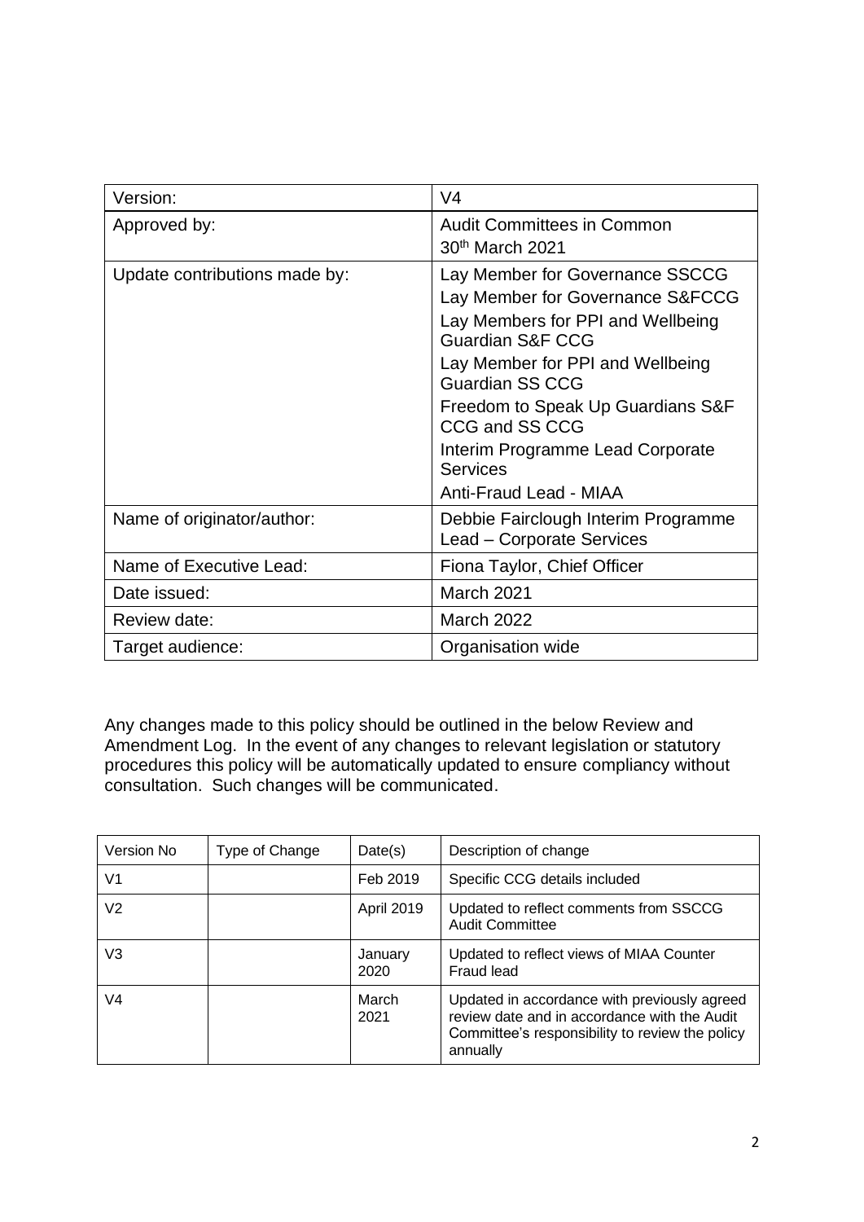| Version: | V4 |
| --- | --- |
| Approved by: | Audit Committees in Common<br>30th March 2021 |
| Update contributions made by: | Lay Member for Governance SSCCG<br>Lay Member for Governance S&FCCG<br>Lay Members for PPI and Wellbeing Guardian S&F CCG<br>Lay Member for PPI and Wellbeing Guardian SS CCG<br>Freedom to Speak Up Guardians S&F CCG and SS CCG<br>Interim Programme Lead Corporate Services<br>Anti-Fraud Lead - MIAA |
| Name of originator/author: | Debbie Fairclough Interim Programme Lead – Corporate Services |
| Name of Executive Lead: | Fiona Taylor, Chief Officer |
| Date issued: | March 2021 |
| Review date: | March 2022 |
| Target audience: | Organisation wide |

Any changes made to this policy should be outlined in the below Review and Amendment Log. In the event of any changes to relevant legislation or statutory procedures this policy will be automatically updated to ensure compliancy without consultation. Such changes will be communicated.

| Version No | Type of Change | Date(s) | Description of change |
| --- | --- | --- | --- |
| V1 | | Feb 2019 | Specific CCG details included |
| V2 | | April 2019 | Updated to reflect comments from SSCCG Audit Committee |
| V3 | | January 2020 | Updated to reflect views of MIAA Counter Fraud lead |
| V4 | | March 2021 | Updated in accordance with previously agreed review date and in accordance with the Audit Committee's responsibility to review the policy annually |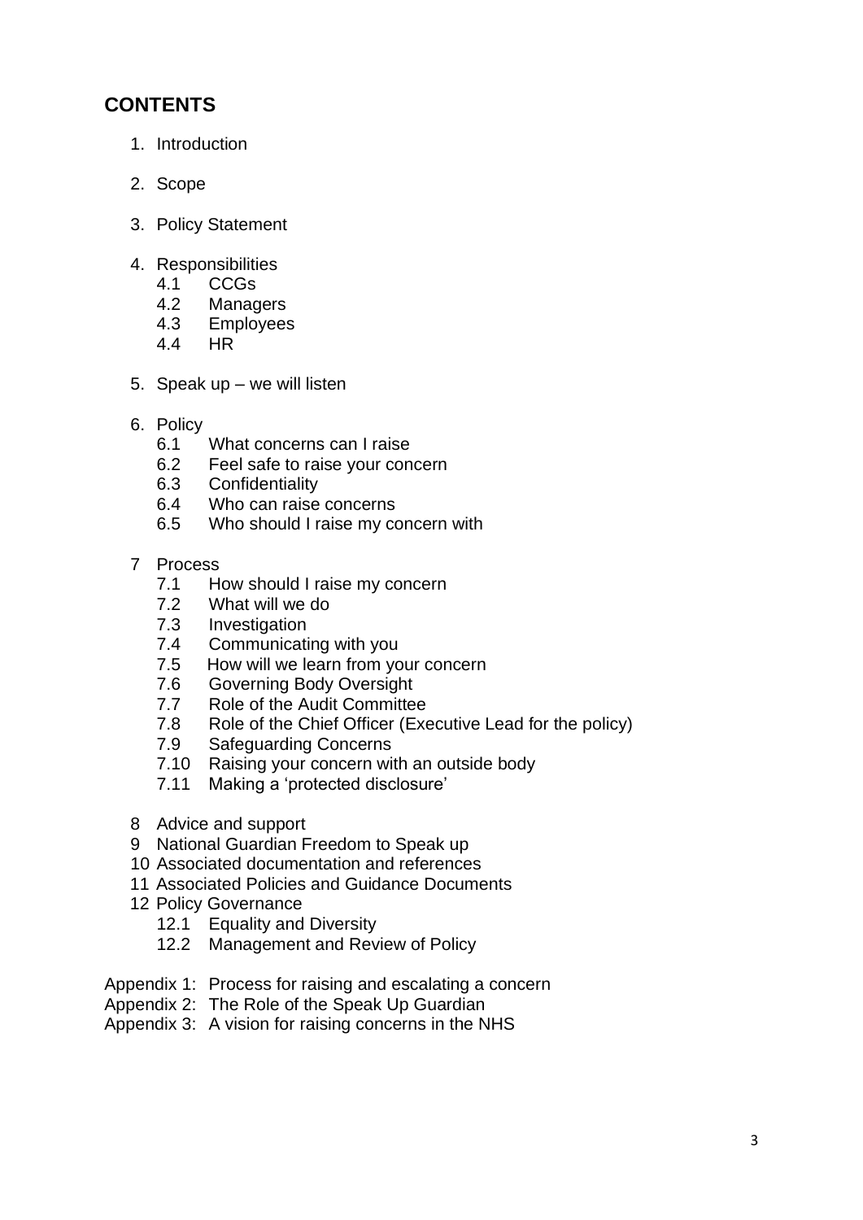## CONTENTS

1. Introduction
2. Scope
3. Policy Statement
4. Responsibilities
   - 4.1 CCGs
   - 4.2 Managers
   - 4.3 Employees
   - 4.4 HR
5. Speak up – we will listen
6. Policy
   - 6.1 What concerns can I raise
   - 6.2 Feel safe to raise your concern
   - 6.3 Confidentiality
   - 6.4 Who can raise concerns
   - 6.5 Who should I raise my concern with
7. Process
   - 7.1 How should I raise my concern
   - 7.2 What will we do
   - 7.3 Investigation
   - 7.4 Communicating with you
   - 7.5 How will we learn from your concern
   - 7.6 Governing Body Oversight
   - 7.7 Role of the Audit Committee
   - 7.8 Role of the Chief Officer (Executive Lead for the policy)
   - 7.9 Safeguarding Concerns
   - 7.10 Raising your concern with an outside body
   - 7.11 Making a 'protected disclosure'
8. Advice and support
9. National Guardian Freedom to Speak up
10. Associated documentation and references
11. Associated Policies and Guidance Documents
12. Policy Governance
    - 12.1 Equality and Diversity
    - 12.2 Management and Review of Policy

Appendix 1: Process for raising and escalating a concern
Appendix 2: The Role of the Speak Up Guardian
Appendix 3: A vision for raising concerns in the NHS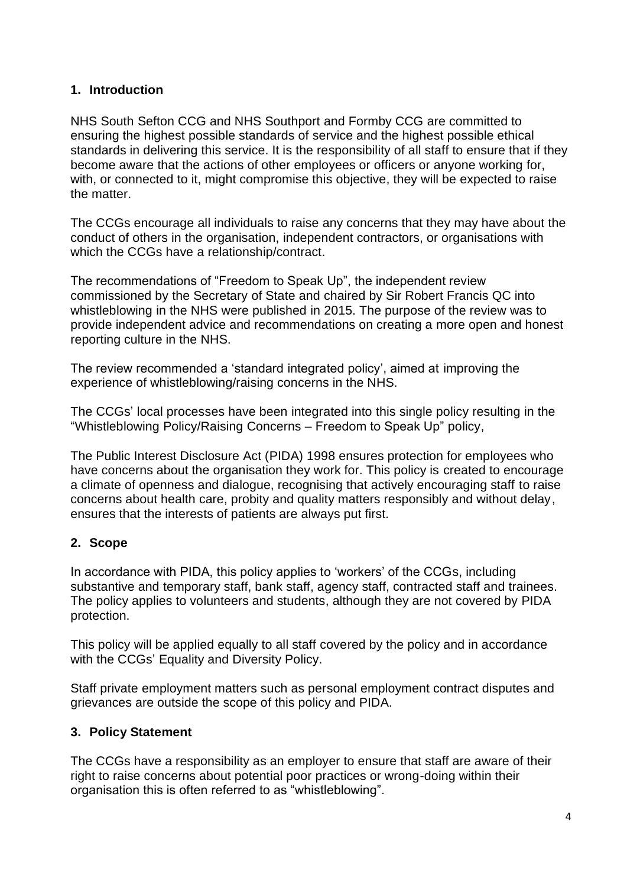## 1. Introduction

NHS South Sefton CCG and NHS Southport and Formby CCG are committed to ensuring the highest possible standards of service and the highest possible ethical standards in delivering this service. It is the responsibility of all staff to ensure that if they become aware that the actions of other employees or officers or anyone working for, with, or connected to it, might compromise this objective, they will be expected to raise the matter.

The CCGs encourage all individuals to raise any concerns that they may have about the conduct of others in the organisation, independent contractors, or organisations with which the CCGs have a relationship/contract.

The recommendations of "Freedom to Speak Up", the independent review commissioned by the Secretary of State and chaired by Sir Robert Francis QC into whistleblowing in the NHS were published in 2015. The purpose of the review was to provide independent advice and recommendations on creating a more open and honest reporting culture in the NHS.

The review recommended a 'standard integrated policy', aimed at improving the experience of whistleblowing/raising concerns in the NHS.

The CCGs' local processes have been integrated into this single policy resulting in the "Whistleblowing Policy/Raising Concerns – Freedom to Speak Up" policy,

The Public Interest Disclosure Act (PIDA) 1998 ensures protection for employees who have concerns about the organisation they work for. This policy is created to encourage a climate of openness and dialogue, recognising that actively encouraging staff to raise concerns about health care, probity and quality matters responsibly and without delay, ensures that the interests of patients are always put first.

## 2. Scope

In accordance with PIDA, this policy applies to 'workers' of the CCGs, including substantive and temporary staff, bank staff, agency staff, contracted staff and trainees. The policy applies to volunteers and students, although they are not covered by PIDA protection.

This policy will be applied equally to all staff covered by the policy and in accordance with the CCGs' Equality and Diversity Policy.

Staff private employment matters such as personal employment contract disputes and grievances are outside the scope of this policy and PIDA.

## 3. Policy Statement

The CCGs have a responsibility as an employer to ensure that staff are aware of their right to raise concerns about potential poor practices or wrong-doing within their organisation this is often referred to as "whistleblowing".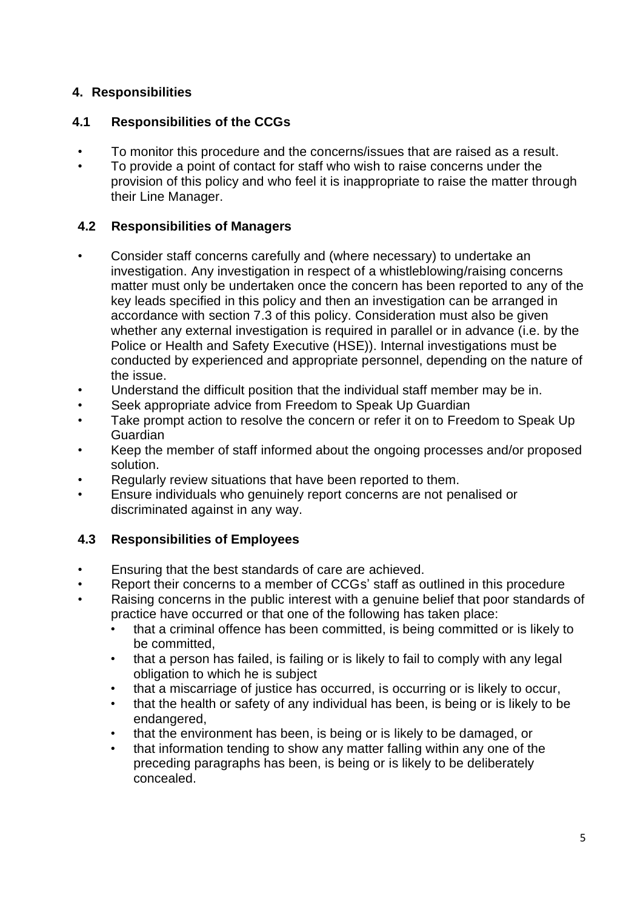## 4. Responsibilities

### 4.1 Responsibilities of the CCGs

- To monitor this procedure and the concerns/issues that are raised as a result.
- To provide a point of contact for staff who wish to raise concerns under the provision of this policy and who feel it is inappropriate to raise the matter through their Line Manager.

### 4.2 Responsibilities of Managers

- Consider staff concerns carefully and (where necessary) to undertake an investigation. Any investigation in respect of a whistleblowing/raising concerns matter must only be undertaken once the concern has been reported to any of the key leads specified in this policy and then an investigation can be arranged in accordance with section 7.3 of this policy. Consideration must also be given whether any external investigation is required in parallel or in advance (i.e. by the Police or Health and Safety Executive (HSE)). Internal investigations must be conducted by experienced and appropriate personnel, depending on the nature of the issue.
- Understand the difficult position that the individual staff member may be in.
- Seek appropriate advice from Freedom to Speak Up Guardian
- Take prompt action to resolve the concern or refer it on to Freedom to Speak Up Guardian
- Keep the member of staff informed about the ongoing processes and/or proposed solution.
- Regularly review situations that have been reported to them.
- Ensure individuals who genuinely report concerns are not penalised or discriminated against in any way.

### 4.3 Responsibilities of Employees

- Ensuring that the best standards of care are achieved.
- Report their concerns to a member of CCGs' staff as outlined in this procedure
- Raising concerns in the public interest with a genuine belief that poor standards of practice have occurred or that one of the following has taken place:
  - that a criminal offence has been committed, is being committed or is likely to be committed,
  - that a person has failed, is failing or is likely to fail to comply with any legal obligation to which he is subject
  - that a miscarriage of justice has occurred, is occurring or is likely to occur,
  - that the health or safety of any individual has been, is being or is likely to be endangered,
  - that the environment has been, is being or is likely to be damaged, or
  - that information tending to show any matter falling within any one of the preceding paragraphs has been, is being or is likely to be deliberately concealed.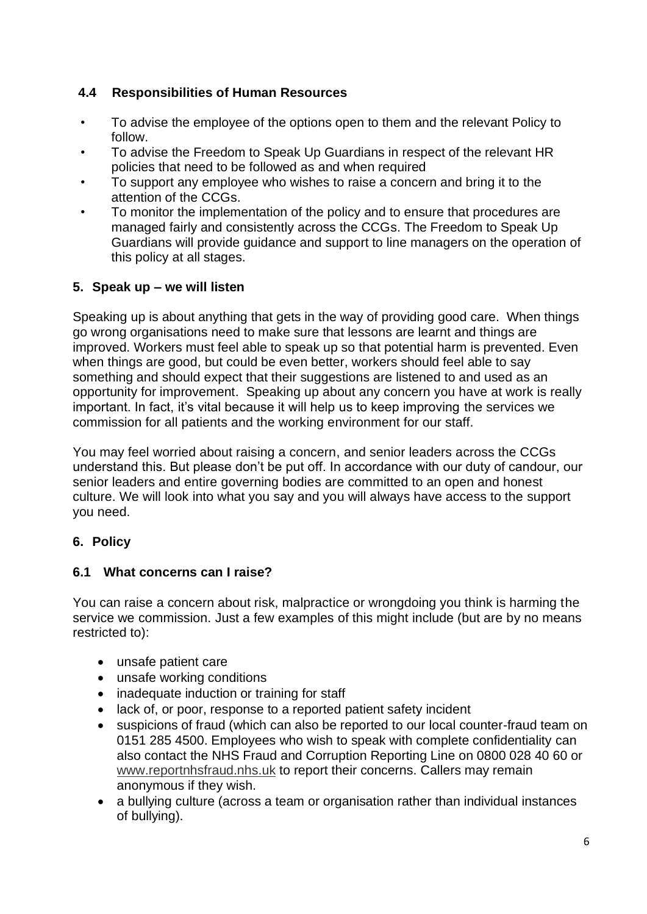### 4.4 Responsibilities of Human Resources

- To advise the employee of the options open to them and the relevant Policy to follow.
- To advise the Freedom to Speak Up Guardians in respect of the relevant HR policies that need to be followed as and when required
- To support any employee who wishes to raise a concern and bring it to the attention of the CCGs.
- To monitor the implementation of the policy and to ensure that procedures are managed fairly and consistently across the CCGs. The Freedom to Speak Up Guardians will provide guidance and support to line managers on the operation of this policy at all stages.

## 5. Speak up – we will listen

Speaking up is about anything that gets in the way of providing good care. When things go wrong organisations need to make sure that lessons are learnt and things are improved. Workers must feel able to speak up so that potential harm is prevented. Even when things are good, but could be even better, workers should feel able to say something and should expect that their suggestions are listened to and used as an opportunity for improvement. Speaking up about any concern you have at work is really important. In fact, it's vital because it will help us to keep improving the services we commission for all patients and the working environment for our staff.

You may feel worried about raising a concern, and senior leaders across the CCGs understand this. But please don't be put off. In accordance with our duty of candour, our senior leaders and entire governing bodies are committed to an open and honest culture. We will look into what you say and you will always have access to the support you need.

## 6. Policy

### 6.1 What concerns can I raise?

You can raise a concern about risk, malpractice or wrongdoing you think is harming the service we commission. Just a few examples of this might include (but are by no means restricted to):

- unsafe patient care
- unsafe working conditions
- inadequate induction or training for staff
- lack of, or poor, response to a reported patient safety incident
- suspicions of fraud (which can also be reported to our local counter-fraud team on 0151 285 4500. Employees who wish to speak with complete confidentiality can also contact the NHS Fraud and Corruption Reporting Line on 0800 028 40 60 or www.reportnhsfraud.nhs.uk to report their concerns. Callers may remain anonymous if they wish.
- a bullying culture (across a team or organisation rather than individual instances of bullying).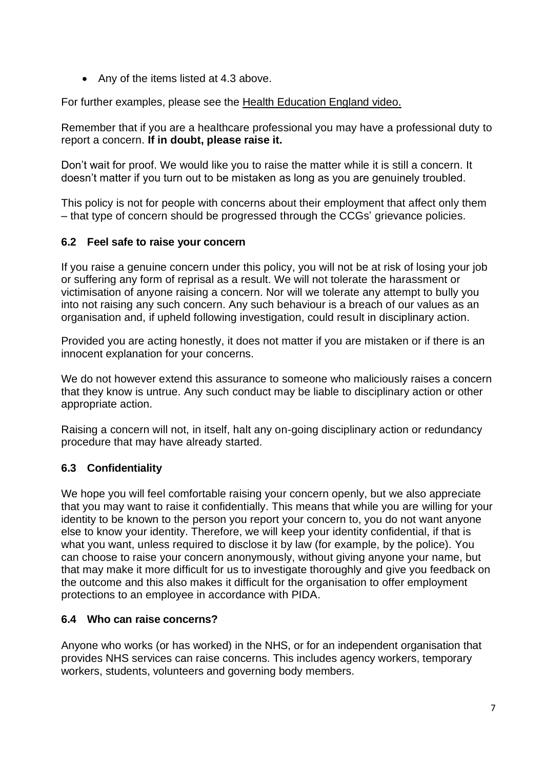- Any of the items listed at 4.3 above.

For further examples, please see the Health Education England video.

Remember that if you are a healthcare professional you may have a professional duty to report a concern. **If in doubt, please raise it.**

Don't wait for proof. We would like you to raise the matter while it is still a concern. It doesn't matter if you turn out to be mistaken as long as you are genuinely troubled.

This policy is not for people with concerns about their employment that affect only them – that type of concern should be progressed through the CCGs' grievance policies.

### 6.2 Feel safe to raise your concern

If you raise a genuine concern under this policy, you will not be at risk of losing your job or suffering any form of reprisal as a result. We will not tolerate the harassment or victimisation of anyone raising a concern. Nor will we tolerate any attempt to bully you into not raising any such concern. Any such behaviour is a breach of our values as an organisation and, if upheld following investigation, could result in disciplinary action.

Provided you are acting honestly, it does not matter if you are mistaken or if there is an innocent explanation for your concerns.

We do not however extend this assurance to someone who maliciously raises a concern that they know is untrue. Any such conduct may be liable to disciplinary action or other appropriate action.

Raising a concern will not, in itself, halt any on-going disciplinary action or redundancy procedure that may have already started.

### 6.3 Confidentiality

We hope you will feel comfortable raising your concern openly, but we also appreciate that you may want to raise it confidentially. This means that while you are willing for your identity to be known to the person you report your concern to, you do not want anyone else to know your identity. Therefore, we will keep your identity confidential, if that is what you want, unless required to disclose it by law (for example, by the police). You can choose to raise your concern anonymously, without giving anyone your name, but that may make it more difficult for us to investigate thoroughly and give you feedback on the outcome and this also makes it difficult for the organisation to offer employment protections to an employee in accordance with PIDA.

### 6.4 Who can raise concerns?

Anyone who works (or has worked) in the NHS, or for an independent organisation that provides NHS services can raise concerns. This includes agency workers, temporary workers, students, volunteers and governing body members.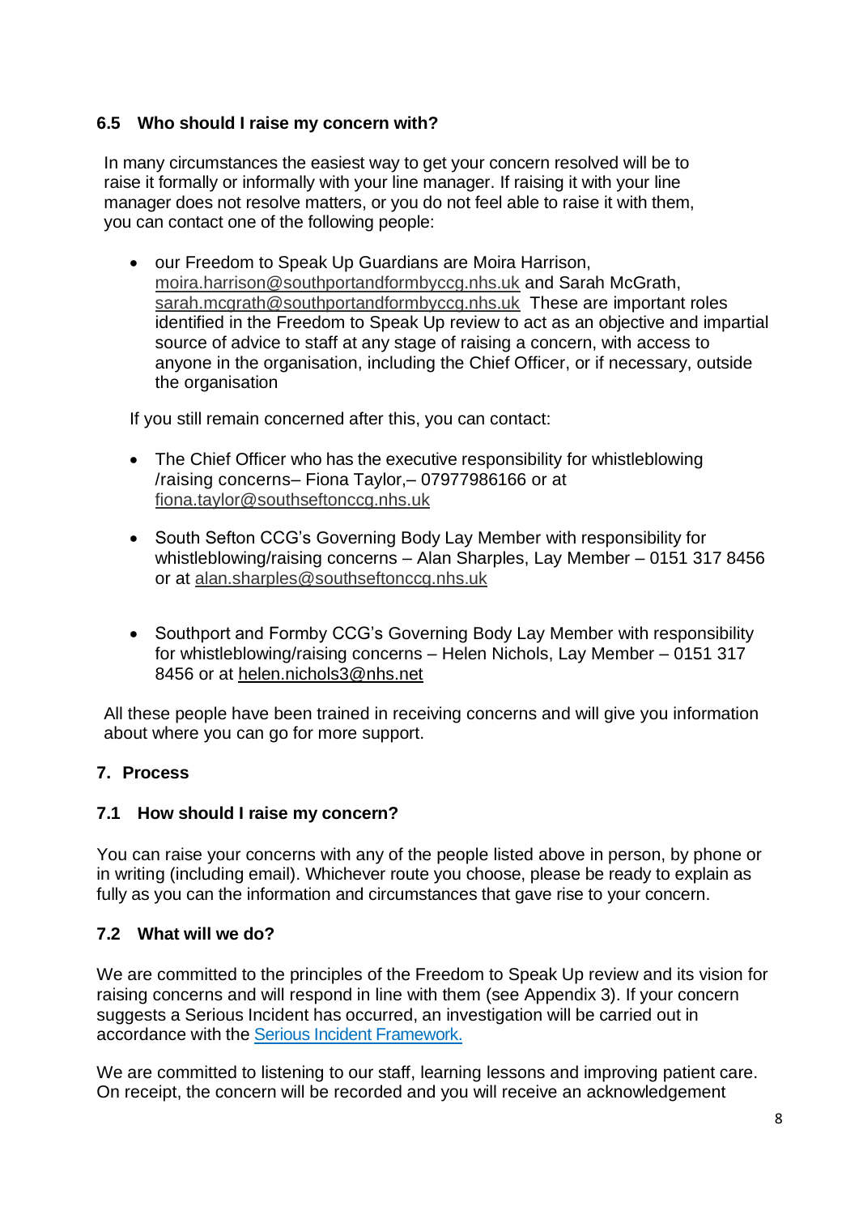### 6.5 Who should I raise my concern with?

In many circumstances the easiest way to get your concern resolved will be to raise it formally or informally with your line manager. If raising it with your line manager does not resolve matters, or you do not feel able to raise it with them, you can contact one of the following people:

- our Freedom to Speak Up Guardians are Moira Harrison, moira.harrison@southportandformbyccg.nhs.uk and Sarah McGrath, sarah.mcgrath@southportandformbyccg.nhs.uk These are important roles identified in the Freedom to Speak Up review to act as an objective and impartial source of advice to staff at any stage of raising a concern, with access to anyone in the organisation, including the Chief Officer, or if necessary, outside the organisation

If you still remain concerned after this, you can contact:

- The Chief Officer who has the executive responsibility for whistleblowing /raising concerns– Fiona Taylor,– 07977986166 or at fiona.taylor@southseftonccg.nhs.uk
- South Sefton CCG's Governing Body Lay Member with responsibility for whistleblowing/raising concerns – Alan Sharples, Lay Member – 0151 317 8456 or at alan.sharples@southseftonccg.nhs.uk
- Southport and Formby CCG's Governing Body Lay Member with responsibility for whistleblowing/raising concerns – Helen Nichols, Lay Member – 0151 317 8456 or at helen.nichols3@nhs.net

All these people have been trained in receiving concerns and will give you information about where you can go for more support.

## 7. Process

### 7.1 How should I raise my concern?

You can raise your concerns with any of the people listed above in person, by phone or in writing (including email). Whichever route you choose, please be ready to explain as fully as you can the information and circumstances that gave rise to your concern.

### 7.2 What will we do?

We are committed to the principles of the Freedom to Speak Up review and its vision for raising concerns and will respond in line with them (see Appendix 3). If your concern suggests a Serious Incident has occurred, an investigation will be carried out in accordance with the Serious Incident Framework.

We are committed to listening to our staff, learning lessons and improving patient care. On receipt, the concern will be recorded and you will receive an acknowledgement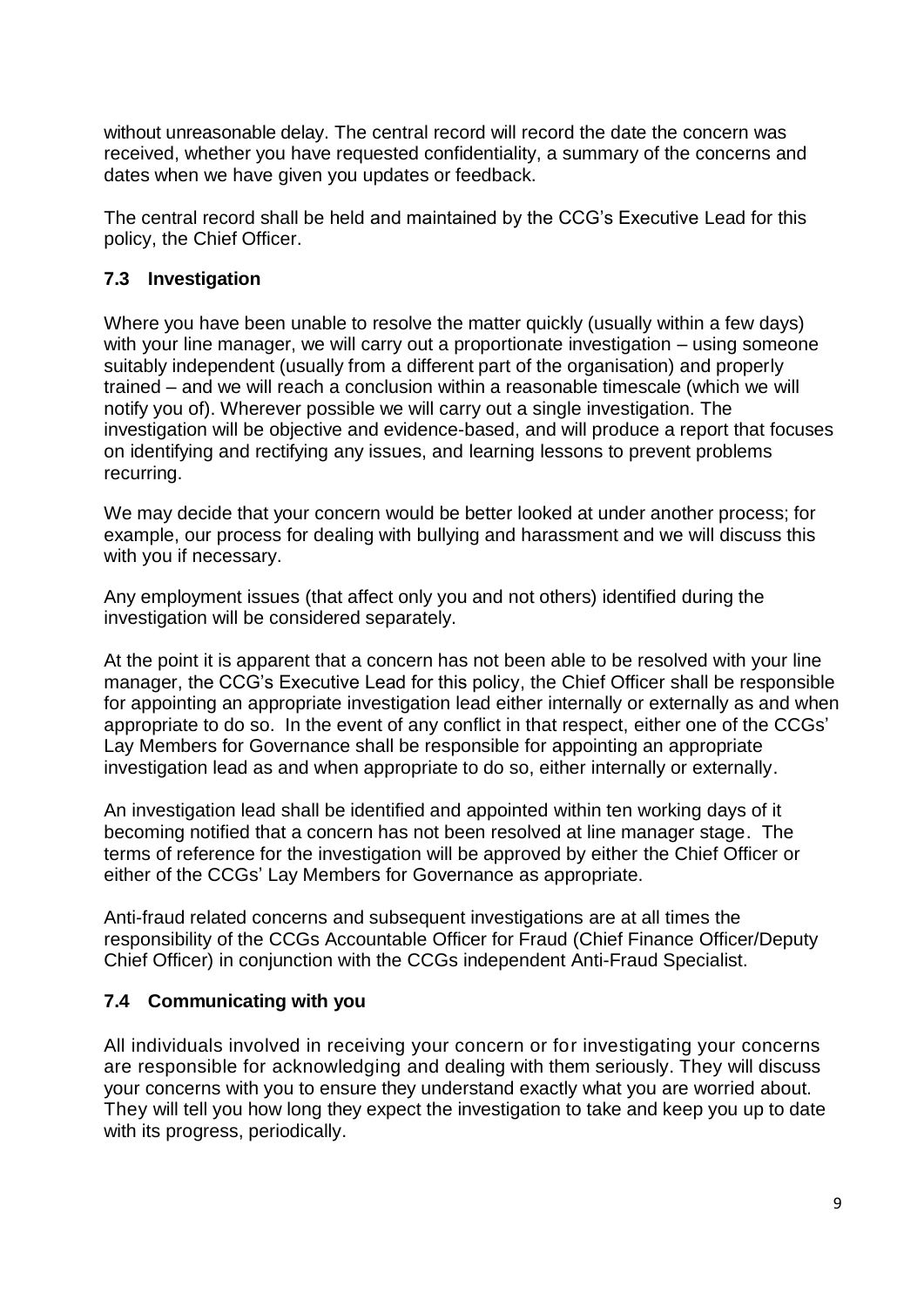without unreasonable delay. The central record will record the date the concern was received, whether you have requested confidentiality, a summary of the concerns and dates when we have given you updates or feedback.

The central record shall be held and maintained by the CCG's Executive Lead for this policy, the Chief Officer.

### 7.3 Investigation

Where you have been unable to resolve the matter quickly (usually within a few days) with your line manager, we will carry out a proportionate investigation – using someone suitably independent (usually from a different part of the organisation) and properly trained – and we will reach a conclusion within a reasonable timescale (which we will notify you of). Wherever possible we will carry out a single investigation. The investigation will be objective and evidence-based, and will produce a report that focuses on identifying and rectifying any issues, and learning lessons to prevent problems recurring.

We may decide that your concern would be better looked at under another process; for example, our process for dealing with bullying and harassment and we will discuss this with you if necessary.

Any employment issues (that affect only you and not others) identified during the investigation will be considered separately.

At the point it is apparent that a concern has not been able to be resolved with your line manager, the CCG's Executive Lead for this policy, the Chief Officer shall be responsible for appointing an appropriate investigation lead either internally or externally as and when appropriate to do so. In the event of any conflict in that respect, either one of the CCGs' Lay Members for Governance shall be responsible for appointing an appropriate investigation lead as and when appropriate to do so, either internally or externally.

An investigation lead shall be identified and appointed within ten working days of it becoming notified that a concern has not been resolved at line manager stage. The terms of reference for the investigation will be approved by either the Chief Officer or either of the CCGs' Lay Members for Governance as appropriate.

Anti-fraud related concerns and subsequent investigations are at all times the responsibility of the CCGs Accountable Officer for Fraud (Chief Finance Officer/Deputy Chief Officer) in conjunction with the CCGs independent Anti-Fraud Specialist.

### 7.4 Communicating with you

All individuals involved in receiving your concern or for investigating your concerns are responsible for acknowledging and dealing with them seriously. They will discuss your concerns with you to ensure they understand exactly what you are worried about. They will tell you how long they expect the investigation to take and keep you up to date with its progress, periodically.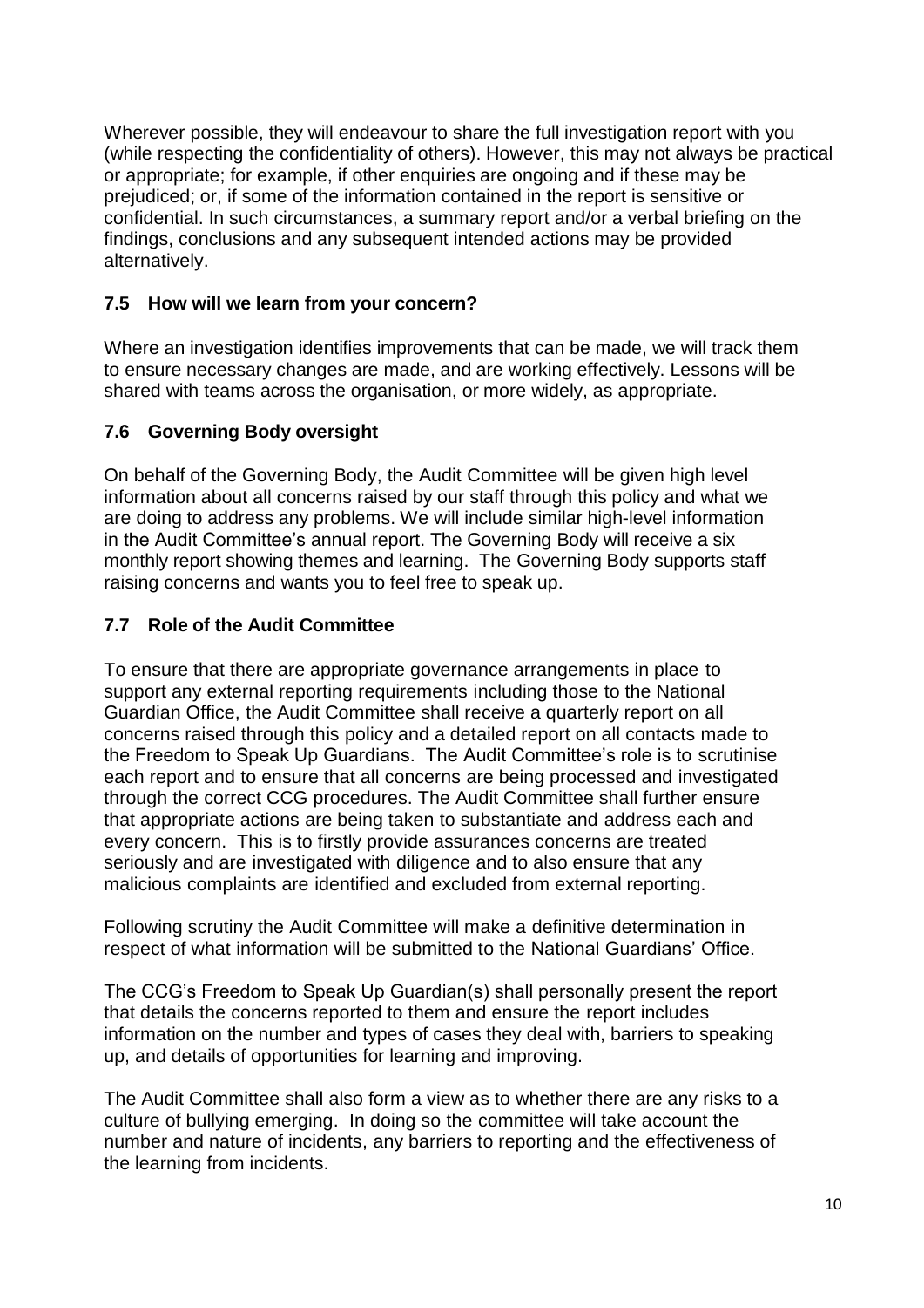Wherever possible, they will endeavour to share the full investigation report with you (while respecting the confidentiality of others). However, this may not always be practical or appropriate; for example, if other enquiries are ongoing and if these may be prejudiced; or, if some of the information contained in the report is sensitive or confidential. In such circumstances, a summary report and/or a verbal briefing on the findings, conclusions and any subsequent intended actions may be provided alternatively.

### 7.5 How will we learn from your concern?

Where an investigation identifies improvements that can be made, we will track them to ensure necessary changes are made, and are working effectively. Lessons will be shared with teams across the organisation, or more widely, as appropriate.

### 7.6 Governing Body oversight

On behalf of the Governing Body, the Audit Committee will be given high level information about all concerns raised by our staff through this policy and what we are doing to address any problems. We will include similar high-level information in the Audit Committee's annual report. The Governing Body will receive a six monthly report showing themes and learning. The Governing Body supports staff raising concerns and wants you to feel free to speak up.

### 7.7 Role of the Audit Committee

To ensure that there are appropriate governance arrangements in place to support any external reporting requirements including those to the National Guardian Office, the Audit Committee shall receive a quarterly report on all concerns raised through this policy and a detailed report on all contacts made to the Freedom to Speak Up Guardians. The Audit Committee's role is to scrutinise each report and to ensure that all concerns are being processed and investigated through the correct CCG procedures. The Audit Committee shall further ensure that appropriate actions are being taken to substantiate and address each and every concern. This is to firstly provide assurances concerns are treated seriously and are investigated with diligence and to also ensure that any malicious complaints are identified and excluded from external reporting.

Following scrutiny the Audit Committee will make a definitive determination in respect of what information will be submitted to the National Guardians' Office.

The CCG's Freedom to Speak Up Guardian(s) shall personally present the report that details the concerns reported to them and ensure the report includes information on the number and types of cases they deal with, barriers to speaking up, and details of opportunities for learning and improving.

The Audit Committee shall also form a view as to whether there are any risks to a culture of bullying emerging. In doing so the committee will take account the number and nature of incidents, any barriers to reporting and the effectiveness of the learning from incidents.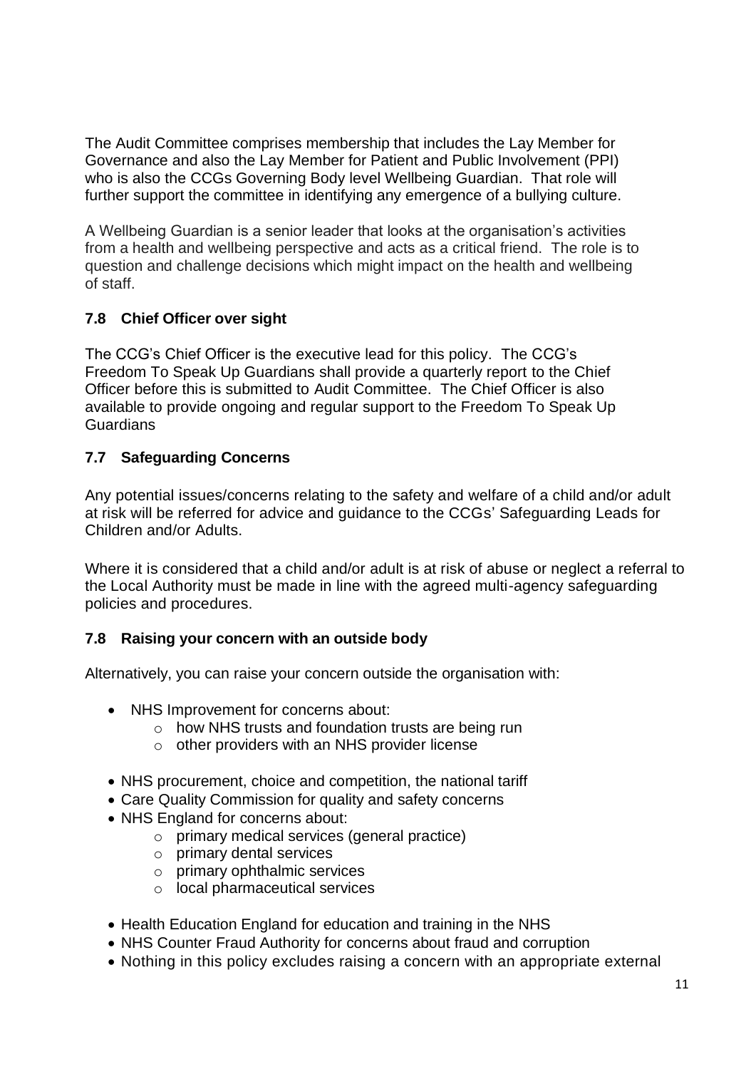The Audit Committee comprises membership that includes the Lay Member for Governance and also the Lay Member for Patient and Public Involvement (PPI) who is also the CCGs Governing Body level Wellbeing Guardian. That role will further support the committee in identifying any emergence of a bullying culture.

A Wellbeing Guardian is a senior leader that looks at the organisation's activities from a health and wellbeing perspective and acts as a critical friend. The role is to question and challenge decisions which might impact on the health and wellbeing of staff.

### 7.8 Chief Officer over sight

The CCG's Chief Officer is the executive lead for this policy. The CCG's Freedom To Speak Up Guardians shall provide a quarterly report to the Chief Officer before this is submitted to Audit Committee. The Chief Officer is also available to provide ongoing and regular support to the Freedom To Speak Up Guardians

### 7.7 Safeguarding Concerns

Any potential issues/concerns relating to the safety and welfare of a child and/or adult at risk will be referred for advice and guidance to the CCGs' Safeguarding Leads for Children and/or Adults.

Where it is considered that a child and/or adult is at risk of abuse or neglect a referral to the Local Authority must be made in line with the agreed multi-agency safeguarding policies and procedures.

### 7.8 Raising your concern with an outside body

Alternatively, you can raise your concern outside the organisation with:

- NHS Improvement for concerns about:
  - how NHS trusts and foundation trusts are being run
  - other providers with an NHS provider license
- NHS procurement, choice and competition, the national tariff
- Care Quality Commission for quality and safety concerns
- NHS England for concerns about:
  - primary medical services (general practice)
  - primary dental services
  - primary ophthalmic services
  - local pharmaceutical services
- Health Education England for education and training in the NHS
- NHS Counter Fraud Authority for concerns about fraud and corruption
- Nothing in this policy excludes raising a concern with an appropriate external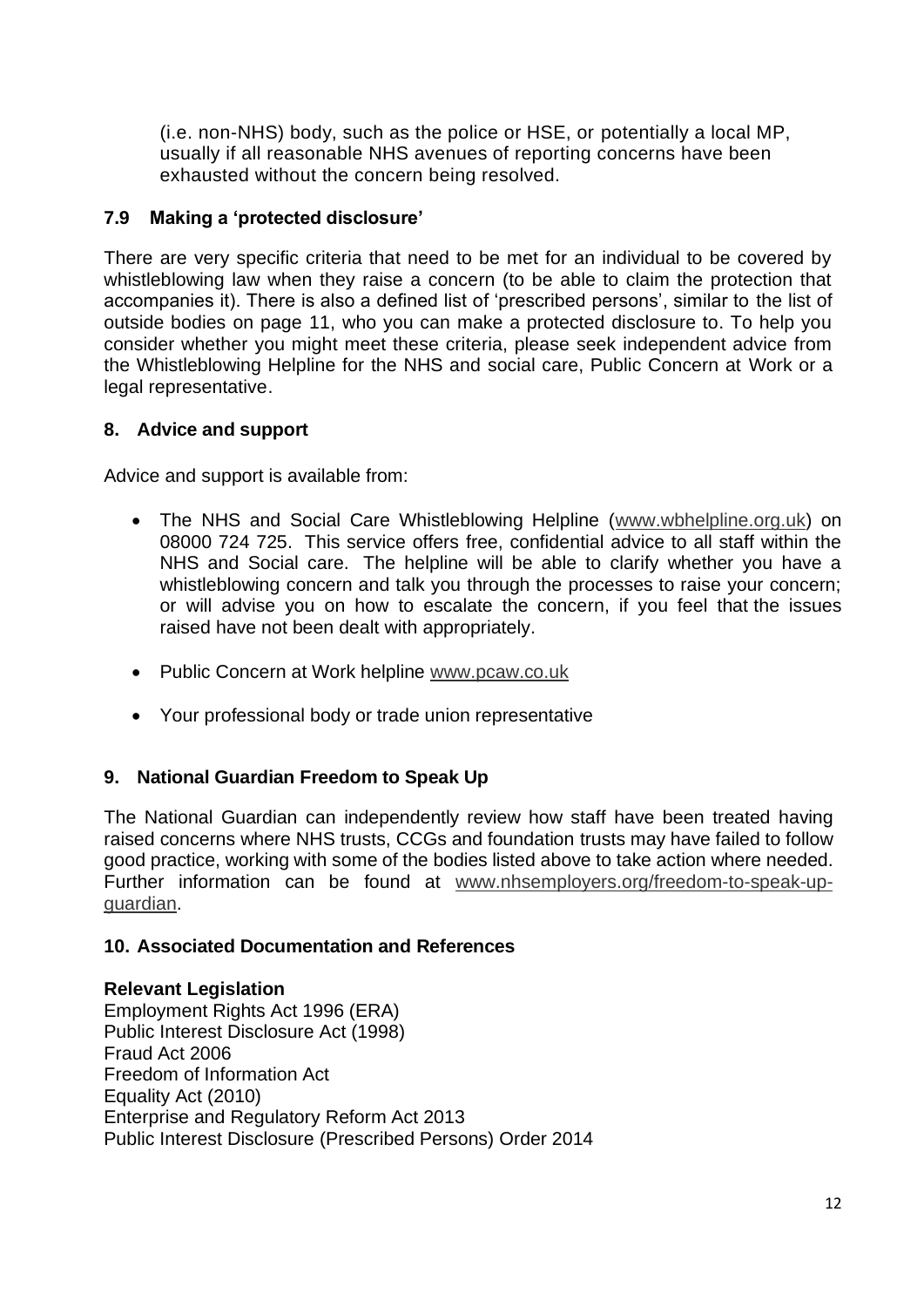(i.e. non-NHS) body, such as the police or HSE, or potentially a local MP, usually if all reasonable NHS avenues of reporting concerns have been exhausted without the concern being resolved.

### 7.9 Making a 'protected disclosure'

There are very specific criteria that need to be met for an individual to be covered by whistleblowing law when they raise a concern (to be able to claim the protection that accompanies it). There is also a defined list of 'prescribed persons', similar to the list of outside bodies on page 11, who you can make a protected disclosure to. To help you consider whether you might meet these criteria, please seek independent advice from the Whistleblowing Helpline for the NHS and social care, Public Concern at Work or a legal representative.

## 8. Advice and support

Advice and support is available from:

- The NHS and Social Care Whistleblowing Helpline (www.wbhelpline.org.uk) on 08000 724 725. This service offers free, confidential advice to all staff within the NHS and Social care. The helpline will be able to clarify whether you have a whistleblowing concern and talk you through the processes to raise your concern; or will advise you on how to escalate the concern, if you feel that the issues raised have not been dealt with appropriately.
- Public Concern at Work helpline www.pcaw.co.uk
- Your professional body or trade union representative

## 9. National Guardian Freedom to Speak Up

The National Guardian can independently review how staff have been treated having raised concerns where NHS trusts, CCGs and foundation trusts may have failed to follow good practice, working with some of the bodies listed above to take action where needed. Further information can be found at www.nhsemployers.org/freedom-to-speak-up-guardian.

## 10. Associated Documentation and References

**Relevant Legislation**
Employment Rights Act 1996 (ERA)
Public Interest Disclosure Act (1998)
Fraud Act 2006
Freedom of Information Act
Equality Act (2010)
Enterprise and Regulatory Reform Act 2013
Public Interest Disclosure (Prescribed Persons) Order 2014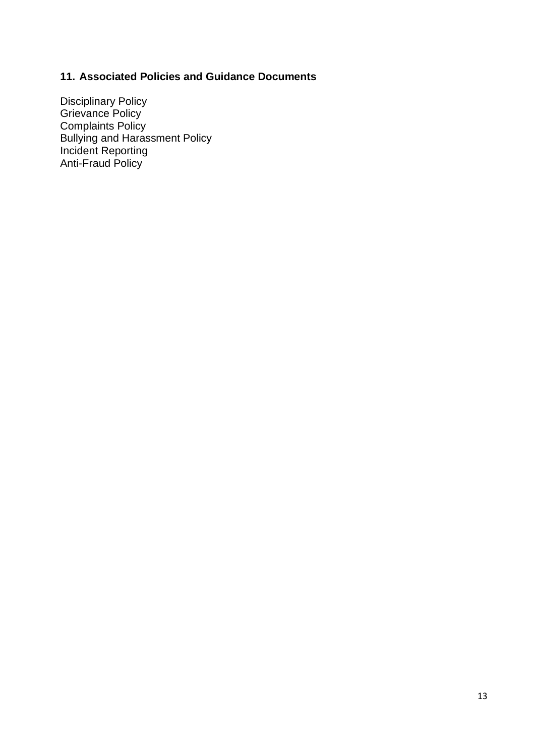## 11. Associated Policies and Guidance Documents

Disciplinary Policy
Grievance Policy
Complaints Policy
Bullying and Harassment Policy
Incident Reporting
Anti-Fraud Policy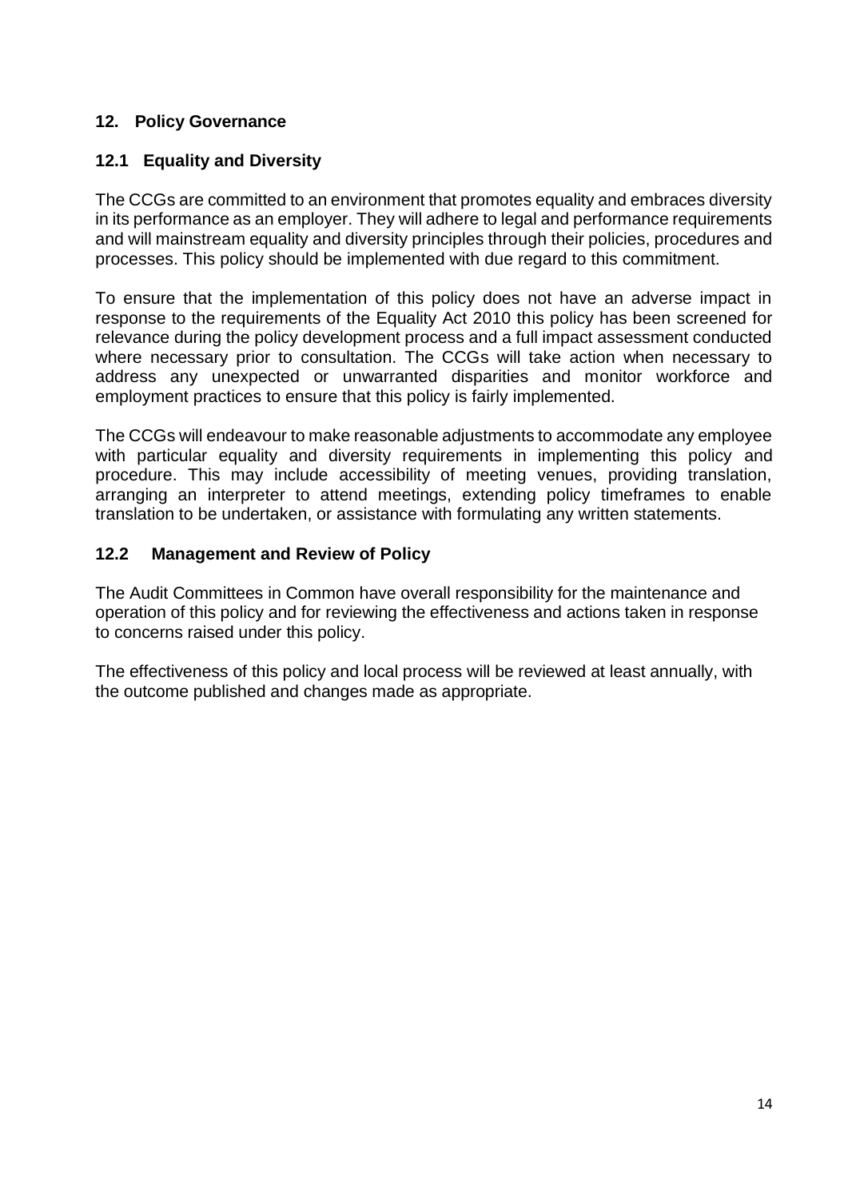## 12. Policy Governance

### 12.1 Equality and Diversity

The CCGs are committed to an environment that promotes equality and embraces diversity in its performance as an employer. They will adhere to legal and performance requirements and will mainstream equality and diversity principles through their policies, procedures and processes. This policy should be implemented with due regard to this commitment.

To ensure that the implementation of this policy does not have an adverse impact in response to the requirements of the Equality Act 2010 this policy has been screened for relevance during the policy development process and a full impact assessment conducted where necessary prior to consultation. The CCGs will take action when necessary to address any unexpected or unwarranted disparities and monitor workforce and employment practices to ensure that this policy is fairly implemented.

The CCGs will endeavour to make reasonable adjustments to accommodate any employee with particular equality and diversity requirements in implementing this policy and procedure. This may include accessibility of meeting venues, providing translation, arranging an interpreter to attend meetings, extending policy timeframes to enable translation to be undertaken, or assistance with formulating any written statements.

### 12.2 Management and Review of Policy

The Audit Committees in Common have overall responsibility for the maintenance and operation of this policy and for reviewing the effectiveness and actions taken in response to concerns raised under this policy.

The effectiveness of this policy and local process will be reviewed at least annually, with the outcome published and changes made as appropriate.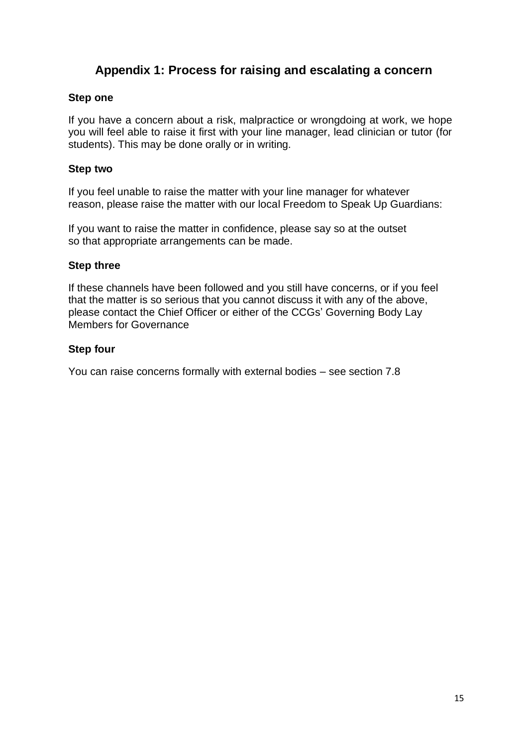## Appendix 1: Process for raising and escalating a concern

### Step one

If you have a concern about a risk, malpractice or wrongdoing at work, we hope you will feel able to raise it first with your line manager, lead clinician or tutor (for students). This may be done orally or in writing.

### Step two

If you feel unable to raise the matter with your line manager for whatever reason, please raise the matter with our local Freedom to Speak Up Guardians:

If you want to raise the matter in confidence, please say so at the outset so that appropriate arrangements can be made.

### Step three

If these channels have been followed and you still have concerns, or if you feel that the matter is so serious that you cannot discuss it with any of the above, please contact the Chief Officer or either of the CCGs' Governing Body Lay Members for Governance

### Step four

You can raise concerns formally with external bodies – see section 7.8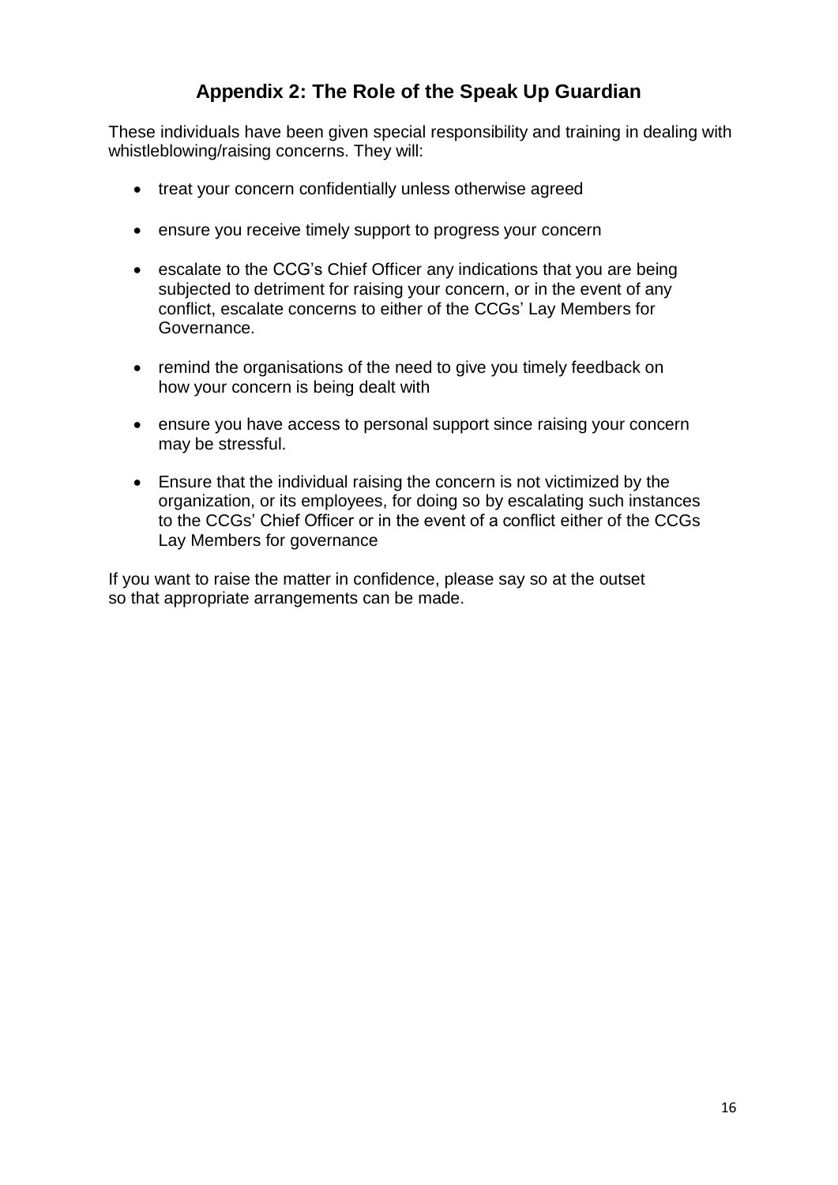## Appendix 2: The Role of the Speak Up Guardian

These individuals have been given special responsibility and training in dealing with whistleblowing/raising concerns. They will:

- treat your concern confidentially unless otherwise agreed
- ensure you receive timely support to progress your concern
- escalate to the CCG's Chief Officer any indications that you are being subjected to detriment for raising your concern, or in the event of any conflict, escalate concerns to either of the CCGs' Lay Members for Governance.
- remind the organisations of the need to give you timely feedback on how your concern is being dealt with
- ensure you have access to personal support since raising your concern may be stressful.
- Ensure that the individual raising the concern is not victimized by the organization, or its employees, for doing so by escalating such instances to the CCGs' Chief Officer or in the event of a conflict either of the CCGs Lay Members for governance

If you want to raise the matter in confidence, please say so at the outset so that appropriate arrangements can be made.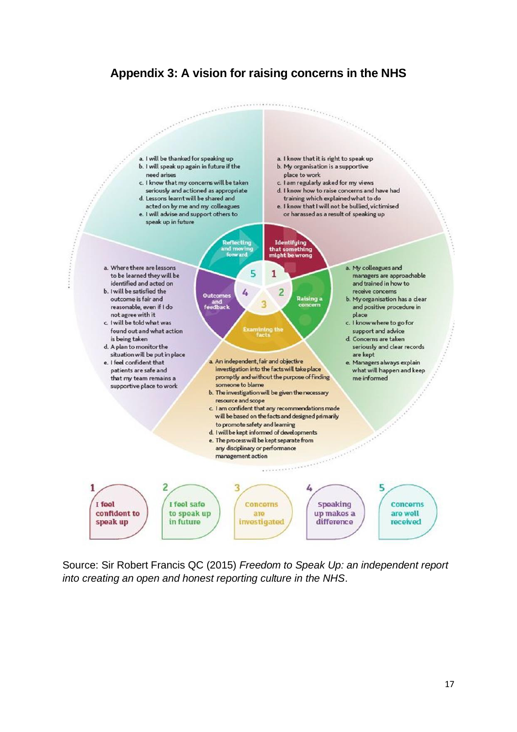## Appendix 3: A vision for raising concerns in the NHS

1 Identifying that something might be wrong

a. I know that it is right to speak up
b. My organisation is a supportive place to work
c. I am regularly asked for my views
d. I know how to raise concerns and have had training which explained what to do
e. I know that I will not be bullied, victimised or harassed as a result of speaking up

2 Raising a concern

a. My colleagues and managers are approachable and trained in how to receive concerns
b. My organisation has a clear and positive procedure in place
c. I know where to go for support and advice
d. Concerns are taken seriously and clear records are kept
e. Managers always explain what will happen and keep me informed

3 Examining the facts

a. An independent, fair and objective investigation into the facts will take place promptly and without the purpose of finding someone to blame
b. The investigation will be given the necessary resource and scope
c. I am confident that any recommendations made will be based on the facts and designed primarily to promote safety and learning
d. I will be kept informed of developments
e. The process will be kept separate from any disciplinary or performance management action

4 Outcomes and feedback

a. Where there are lessons to be learned they will be identified and acted on
b. I will be satisfied the outcome is fair and reasonable, even if I do not agree with it
c. I will be told what was found out and what action is being taken
d. A plan to monitor the situation will be put in place
e. I feel confident that patients are safe and that my team remains a supportive place to work

5 Reflecting and moving forward

a. I will be thanked for speaking up
b. I will speak up again in future if the need arises
c. I know that my concerns will be taken seriously and actioned as appropriate
d. Lessons learnt will be shared and acted on by me and my colleagues
e. I will advise and support others to speak up in future

1 I feel confident to speak up

2 I feel safe to speak up in future

3 Concerns are investigated

4 Speaking up makes a difference

5 Concerns are well received

Source: Sir Robert Francis QC (2015) *Freedom to Speak Up: an independent report into creating an open and honest reporting culture in the NHS*.